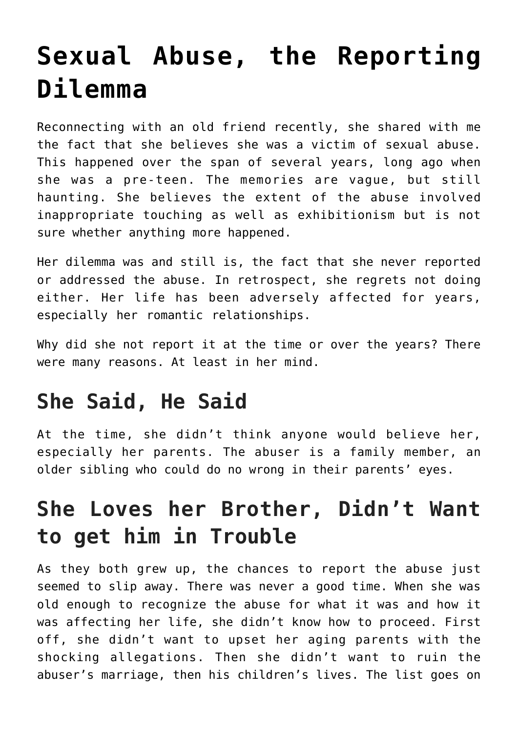# Sexual Abuse, the Reporting Dilemma

Reconnecting with an old friend recently, she shared with me the fact that she believes she was a victim of sexual abuse. This happened over the span of several years, long ago when she was a pre-teen. The memories are vague, but still haunting. She believes the extent of the abuse involved inappropriate touching as well as exhibitionism but is not sure whether anything more happened.

Her dilemma was and still is, the fact that she never reported or addressed the abuse. In retrospect, she regrets not doing either. Her life has been adversely affected for years, especially her romantic relationships.

Why did she not report it at the time or over the years? There were many reasons. At least in her mind.

## She Said, He Said

At the time, she didn't think anyone would believe her, especially her parents. The abuser is a family member, an older sibling who could do no wrong in their parents' eyes.

## She Loves her Brother, Didn't Want to get him in Trouble

As they both grew up, the chances to report the abuse just seemed to slip away. There was never a good time. When she was old enough to recognize the abuse for what it was and how it was affecting her life, she didn't know how to proceed. First off, she didn't want to upset her aging parents with the shocking allegations. Then she didn't want to ruin the abuser's marriage, then his children's lives. The list goes on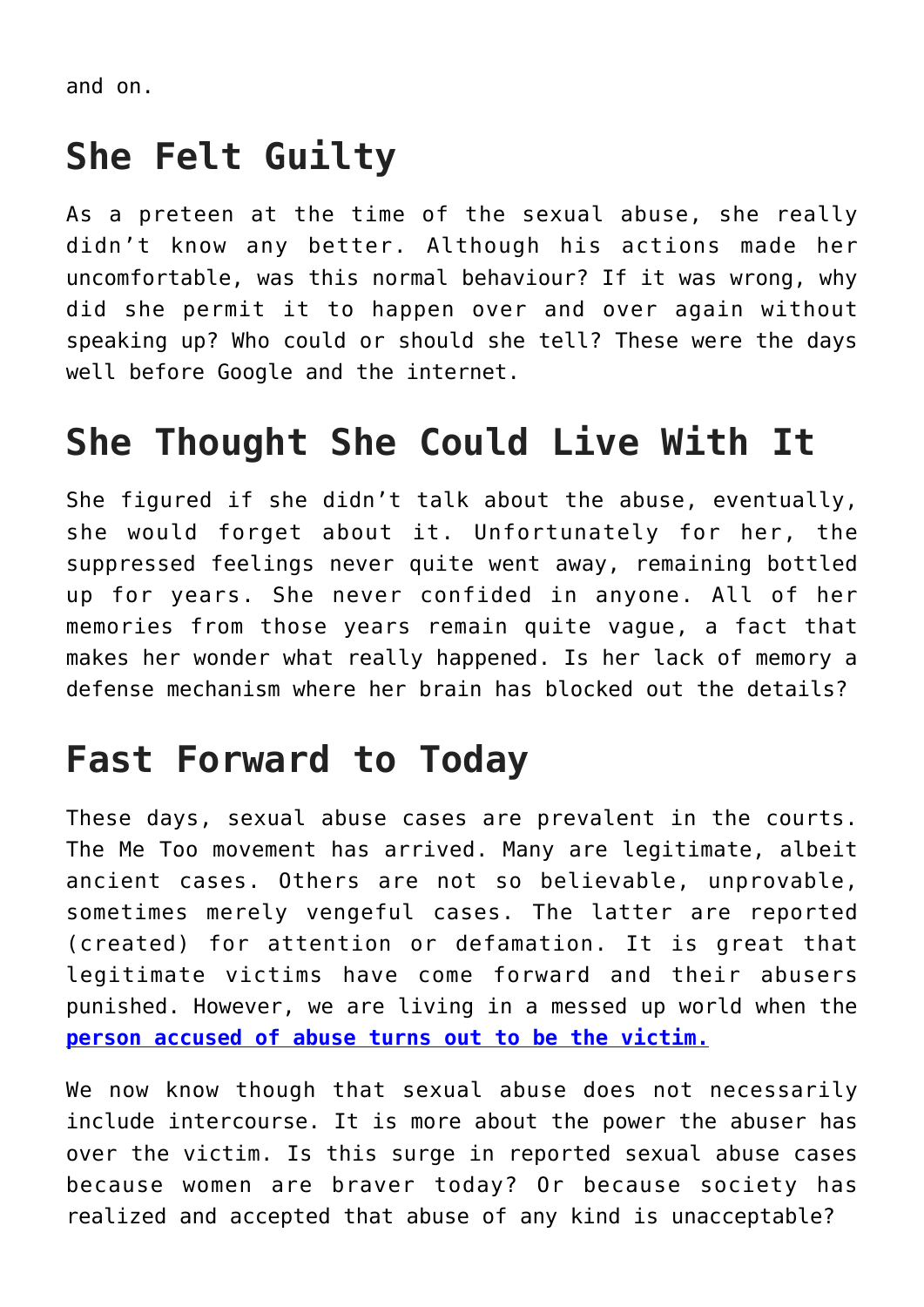and on.

## She Felt Guilty

As a preteen at the time of the sexual abuse, she really didn't know any better. Although his actions made her uncomfortable, was this normal behaviour? If it was wrong, why did she permit it to happen over and over again without speaking up? Who could or should she tell? These were the days well before Google and the internet.

## She Thought She Could Live With It

She figured if she didn't talk about the abuse, eventually, she would forget about it. Unfortunately for her, the suppressed feelings never quite went away, remaining bottled up for years. She never confided in anyone. All of her memories from those years remain quite vague, a fact that makes her wonder what really happened. Is her lack of memory a defense mechanism where her brain has blocked out the details?

## Fast Forward to Today

These days, sexual abuse cases are prevalent in the courts. The Me Too movement has arrived. Many are legitimate, albeit ancient cases. Others are not so believable, unprovable, sometimes merely vengeful cases. The latter are reported (created) for attention or defamation. It is great that legitimate victims have come forward and their abusers punished. However, we are living in a messed up world when the **person accused of abuse turns out to be the victim.**

We now know though that sexual abuse does not necessarily include intercourse. It is more about the power the abuser has over the victim. Is this surge in reported sexual abuse cases because women are braver today? Or because society has realized and accepted that abuse of any kind is unacceptable?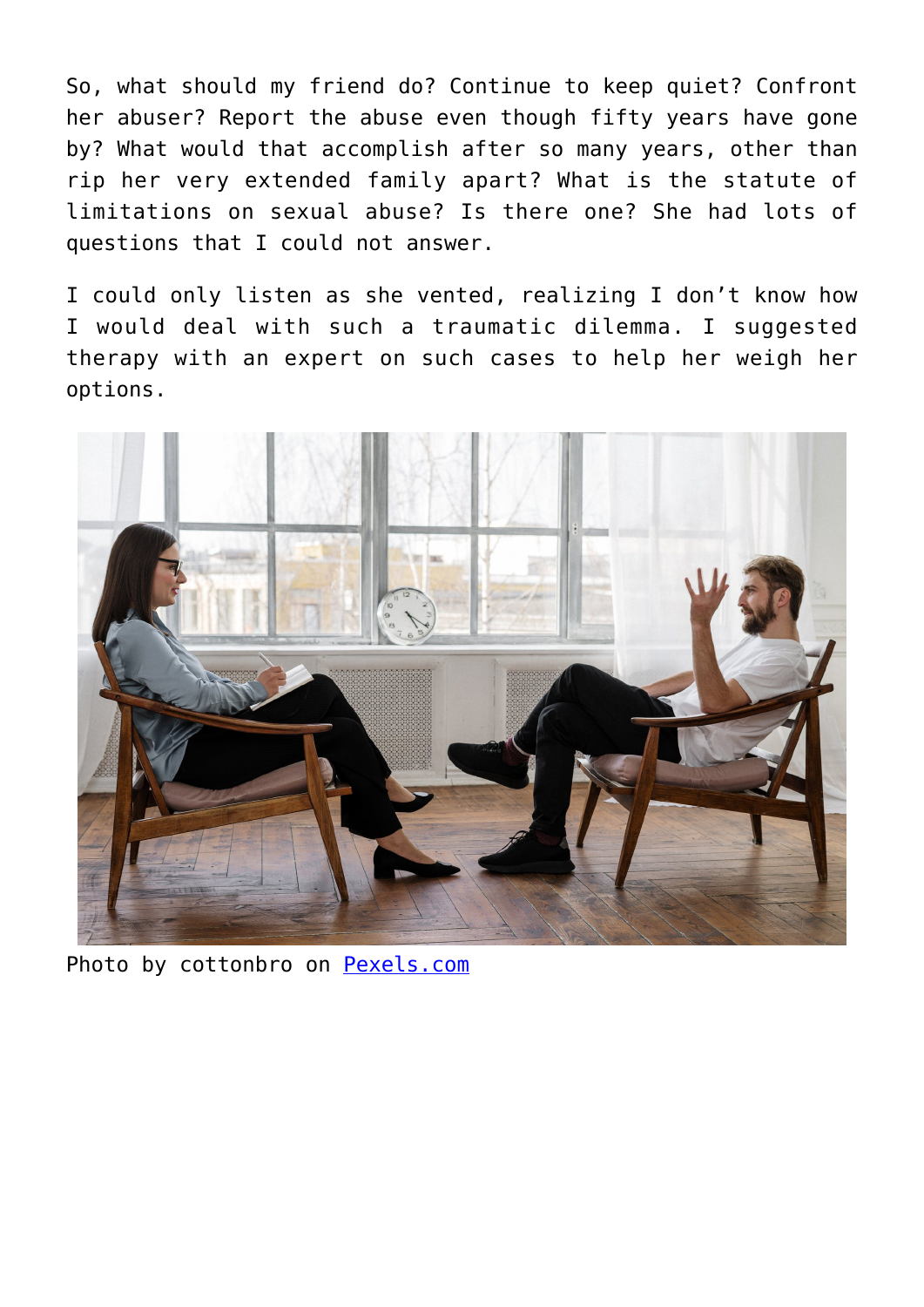So, what should my friend do? Continue to keep quiet? Confront her abuser? Report the abuse even though fifty years have gone by? What would that accomplish after so many years, other than rip her very extended family apart? What is the statute of limitations on sexual abuse? Is there one? She had lots of questions that I could not answer.

I could only listen as she vented, realizing I don't know how I would deal with such a traumatic dilemma. I suggested therapy with an expert on such cases to help her weigh her options.

Photo by cottonbro on [Pexels.com](Pexels.com)